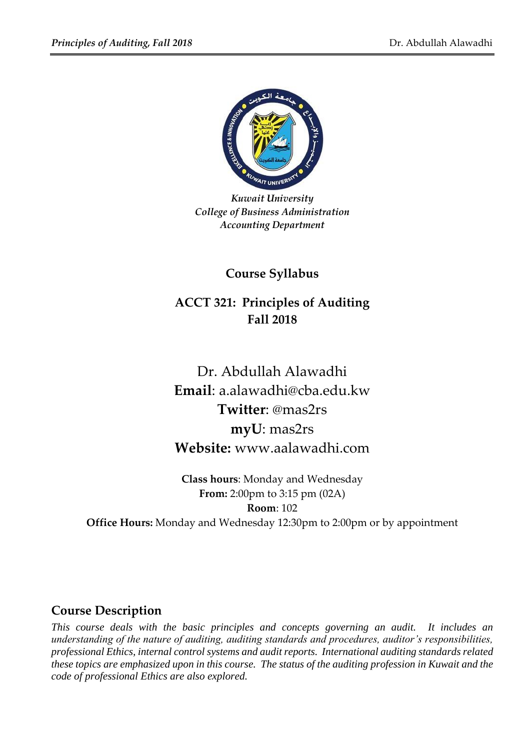*Kuwait University*
*College of Business Administration*
*Accounting Department*

# Course Syllabus

## ACCT 321: Principles of Auditing
## Fall 2018

Dr. Abdullah Alawadhi
**Email**: a.alawadhi@cba.edu.kw
**Twitter**: @mas2rs
**myU**: mas2rs
**Website:** www.aalawadhi.com

**Class hours**: Monday and Wednesday
**From:** 2:00pm to 3:15 pm (02A)
**Room**: 102
**Office Hours:** Monday and Wednesday 12:30pm to 2:00pm or by appointment

## Course Description

*This course deals with the basic principles and concepts governing an audit. It includes an understanding of the nature of auditing, auditing standards and procedures, auditor's responsibilities, professional Ethics, internal control systems and audit reports. International auditing standards related these topics are emphasized upon in this course. The status of the auditing profession in Kuwait and the code of professional Ethics are also explored.*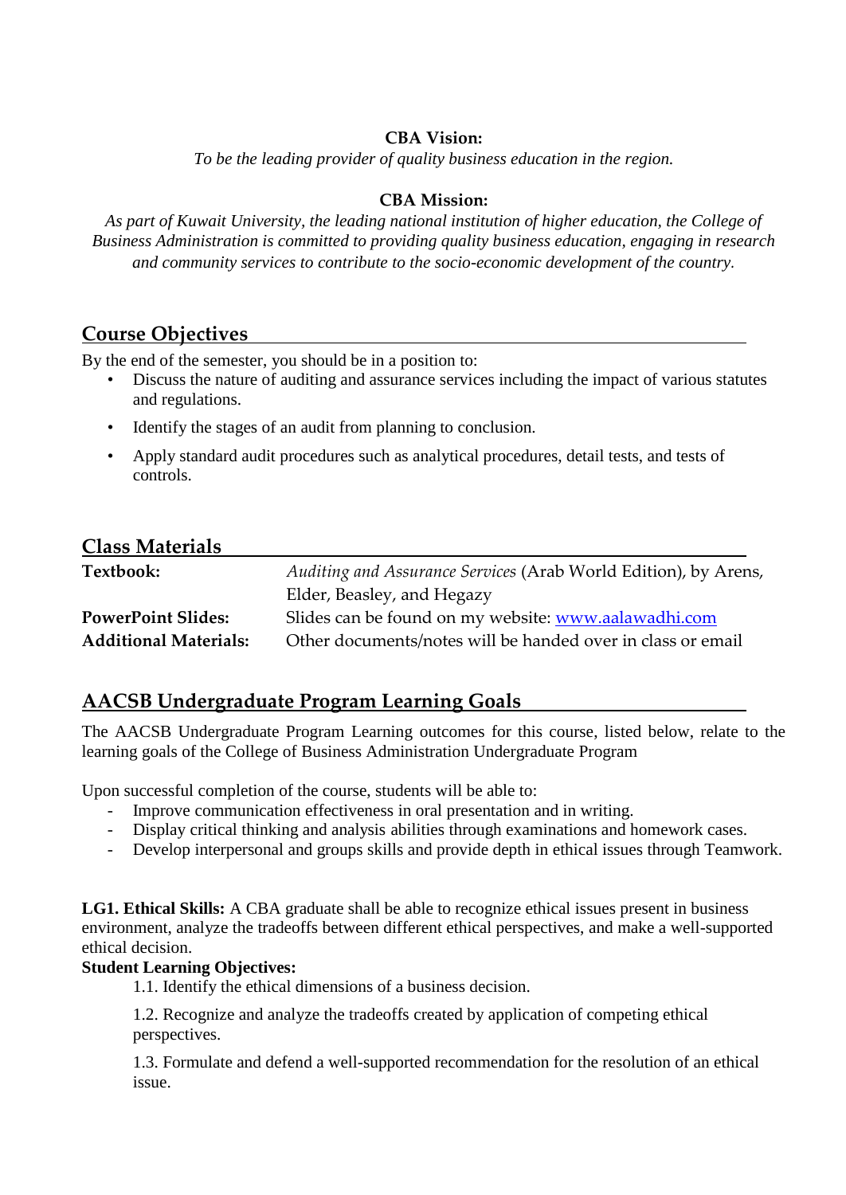**CBA Vision:**

*To be the leading provider of quality business education in the region.*

**CBA Mission:**

*As part of Kuwait University, the leading national institution of higher education, the College of Business Administration is committed to providing quality business education, engaging in research and community services to contribute to the socio-economic development of the country.*

## Course Objectives

By the end of the semester, you should be in a position to:

- Discuss the nature of auditing and assurance services including the impact of various statutes and regulations.
- Identify the stages of an audit from planning to conclusion.
- Apply standard audit procedures such as analytical procedures, detail tests, and tests of controls.

## Class Materials

| | |
|---|---|
| **Textbook:** | *Auditing and Assurance Services* (Arab World Edition), by Arens, Elder, Beasley, and Hegazy |
| **PowerPoint Slides:** | Slides can be found on my website: www.aalawadhi.com |
| **Additional Materials:** | Other documents/notes will be handed over in class or email |

## AACSB Undergraduate Program Learning Goals

The AACSB Undergraduate Program Learning outcomes for this course, listed below, relate to the learning goals of the College of Business Administration Undergraduate Program

Upon successful completion of the course, students will be able to:

- Improve communication effectiveness in oral presentation and in writing.
- Display critical thinking and analysis abilities through examinations and homework cases.
- Develop interpersonal and groups skills and provide depth in ethical issues through Teamwork.

**LG1. Ethical Skills:** A CBA graduate shall be able to recognize ethical issues present in business environment, analyze the tradeoffs between different ethical perspectives, and make a well-supported ethical decision.

**Student Learning Objectives:**

1.1. Identify the ethical dimensions of a business decision.

1.2. Recognize and analyze the tradeoffs created by application of competing ethical perspectives.

1.3. Formulate and defend a well-supported recommendation for the resolution of an ethical issue.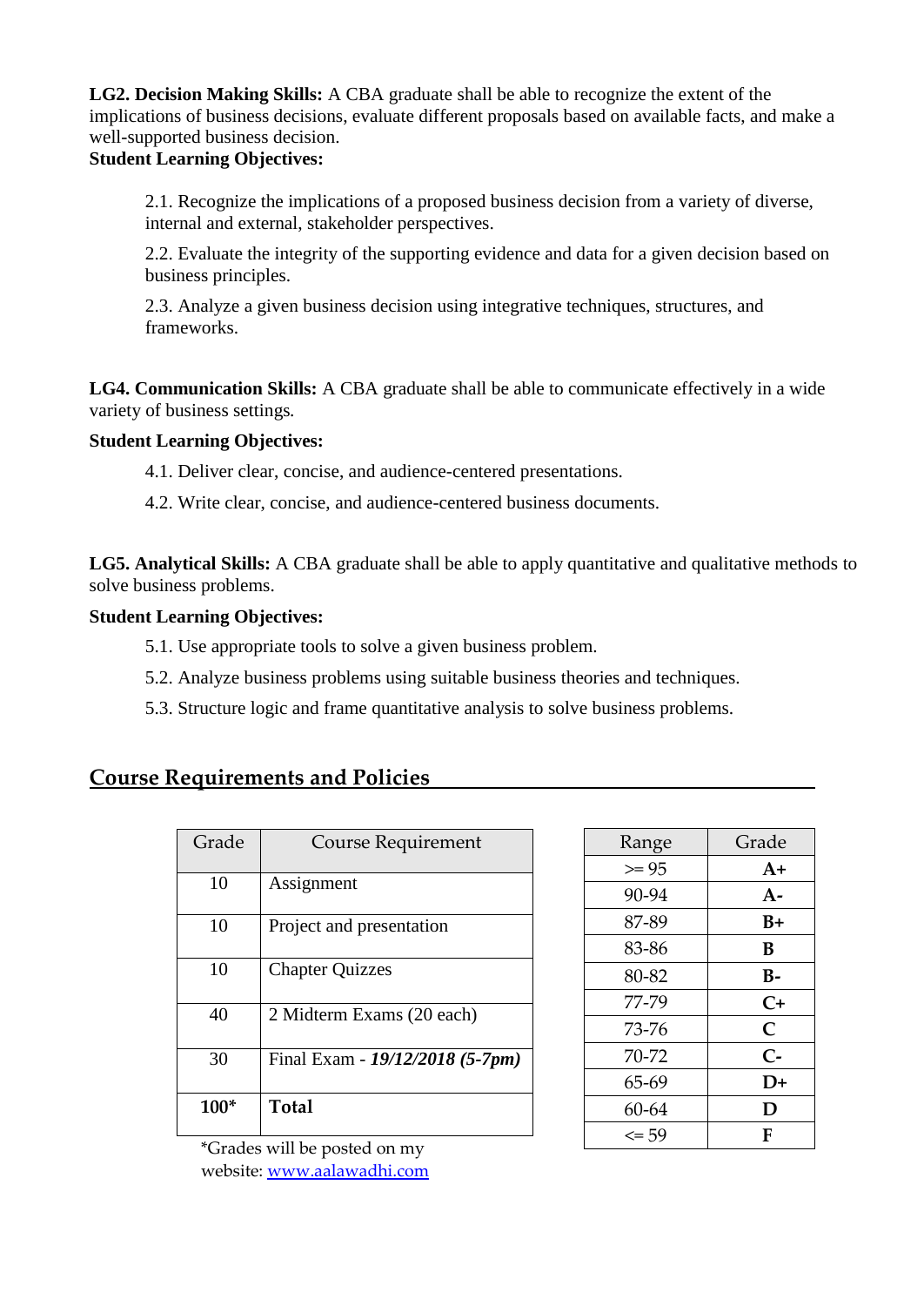**LG2. Decision Making Skills:** A CBA graduate shall be able to recognize the extent of the implications of business decisions, evaluate different proposals based on available facts, and make a well-supported business decision.

**Student Learning Objectives:**

2.1. Recognize the implications of a proposed business decision from a variety of diverse, internal and external, stakeholder perspectives.

2.2. Evaluate the integrity of the supporting evidence and data for a given decision based on business principles.

2.3. Analyze a given business decision using integrative techniques, structures, and frameworks.

**LG4. Communication Skills:** A CBA graduate shall be able to communicate effectively in a wide variety of business settings.

**Student Learning Objectives:**

4.1. Deliver clear, concise, and audience-centered presentations.

4.2. Write clear, concise, and audience-centered business documents.

**LG5. Analytical Skills:** A CBA graduate shall be able to apply quantitative and qualitative methods to solve business problems.

**Student Learning Objectives:**

5.1. Use appropriate tools to solve a given business problem.

5.2. Analyze business problems using suitable business theories and techniques.

5.3. Structure logic and frame quantitative analysis to solve business problems.

## Course Requirements and Policies

| Grade | Course Requirement |
|---|---|
| 10 | Assignment |
| 10 | Project and presentation |
| 10 | Chapter Quizzes |
| 40 | 2 Midterm Exams (20 each) |
| 30 | Final Exam - ***19/12/2018 (5-7pm)*** |
| **100*** | **Total** |

*Grades will be posted on my website: www.aalawadhi.com

| Range | Grade |
|---|---|
| >= 95 | **A+** |
| 90-94 | **A-** |
| 87-89 | **B+** |
| 83-86 | **B** |
| 80-82 | **B-** |
| 77-79 | **C+** |
| 73-76 | **C** |
| 70-72 | **C-** |
| 65-69 | **D+** |
| 60-64 | **D** |
| <= 59 | **F** |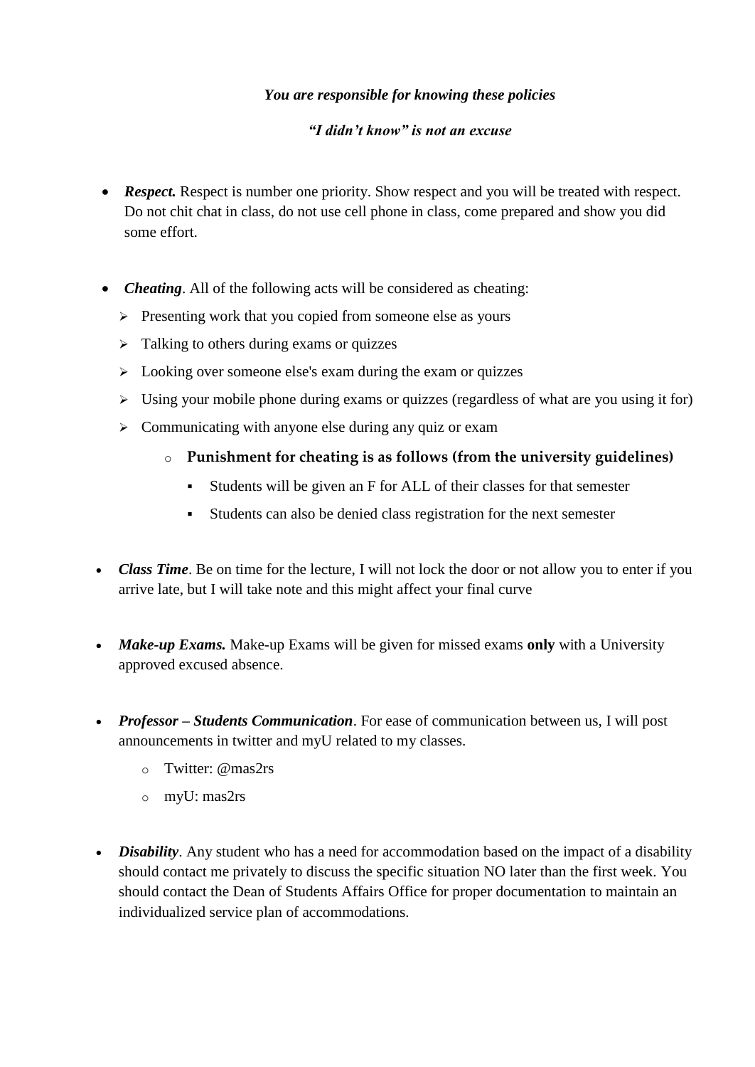***You are responsible for knowing these policies***

***"I didn't know" is not an excuse***

- ***Respect.*** Respect is number one priority. Show respect and you will be treated with respect. Do not chit chat in class, do not use cell phone in class, come prepared and show you did some effort.

- ***Cheating***. All of the following acts will be considered as cheating:
  - Presenting work that you copied from someone else as yours
  - Talking to others during exams or quizzes
  - Looking over someone else's exam during the exam or quizzes
  - Using your mobile phone during exams or quizzes (regardless of what are you using it for)
  - Communicating with anyone else during any quiz or exam
    - **Punishment for cheating is as follows (from the university guidelines)**
      - Students will be given an F for ALL of their classes for that semester
      - Students can also be denied class registration for the next semester

- ***Class Time***. Be on time for the lecture, I will not lock the door or not allow you to enter if you arrive late, but I will take note and this might affect your final curve

- ***Make-up Exams.*** Make-up Exams will be given for missed exams **only** with a University approved excused absence.

- ***Professor – Students Communication***. For ease of communication between us, I will post announcements in twitter and myU related to my classes.
  - Twitter: @mas2rs
  - myU: mas2rs

- ***Disability***. Any student who has a need for accommodation based on the impact of a disability should contact me privately to discuss the specific situation NO later than the first week. You should contact the Dean of Students Affairs Office for proper documentation to maintain an individualized service plan of accommodations.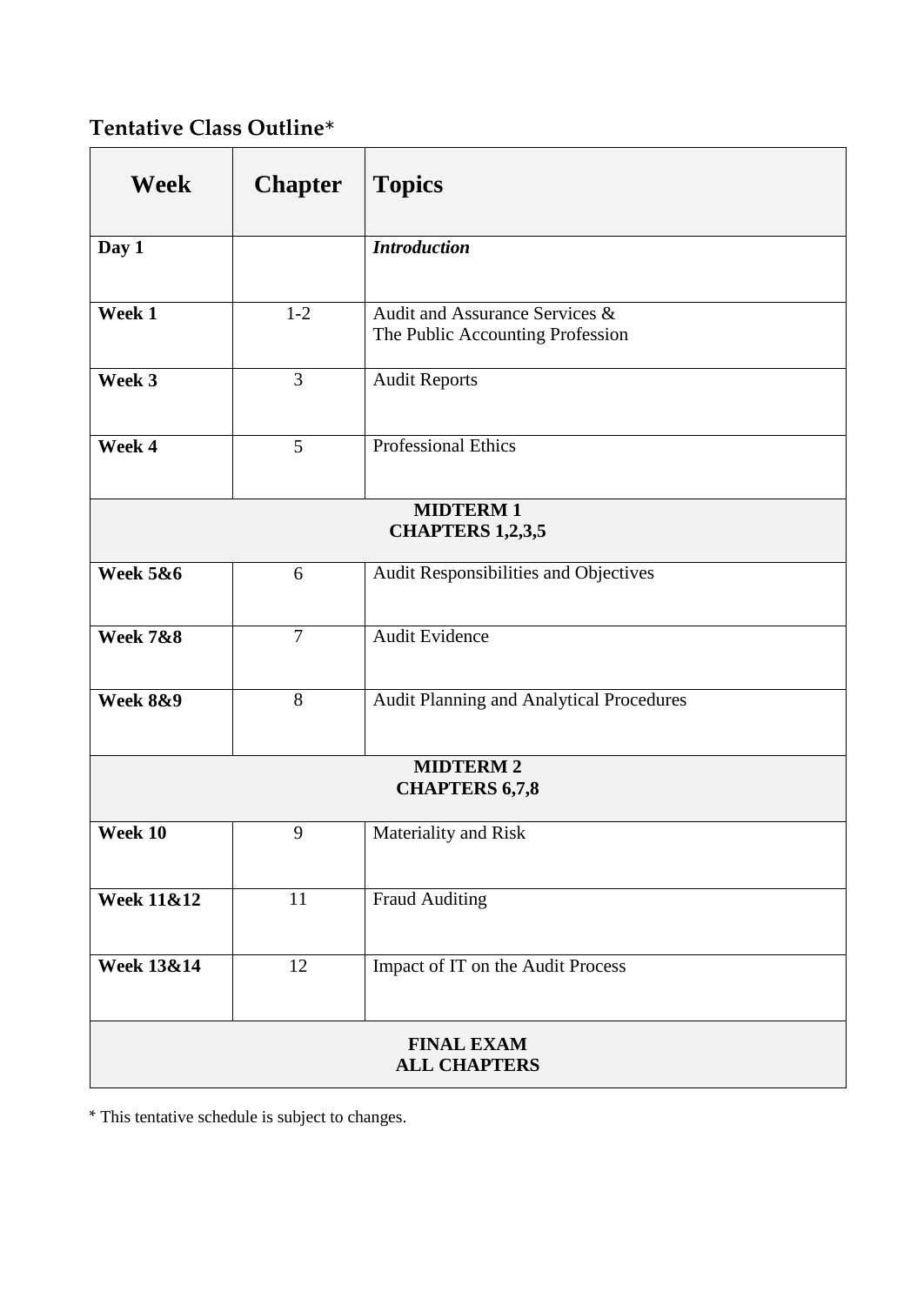## Tentative Class Outline*

| Week | Chapter | Topics |
|---|---|---|
| **Day 1** | | ***Introduction*** |
| **Week 1** | 1-2 | Audit and Assurance Services & The Public Accounting Profession |
| **Week 3** | 3 | Audit Reports |
| **Week 4** | 5 | Professional Ethics |
| **MIDTERM 1 CHAPTERS 1,2,3,5** | | |
| **Week 5&6** | 6 | Audit Responsibilities and Objectives |
| **Week 7&8** | 7 | Audit Evidence |
| **Week 8&9** | 8 | Audit Planning and Analytical Procedures |
| **MIDTERM 2 CHAPTERS 6,7,8** | | |
| **Week 10** | 9 | Materiality and Risk |
| **Week 11&12** | 11 | Fraud Auditing |
| **Week 13&14** | 12 | Impact of IT on the Audit Process |
| **FINAL EXAM ALL CHAPTERS** | | |

* This tentative schedule is subject to changes.